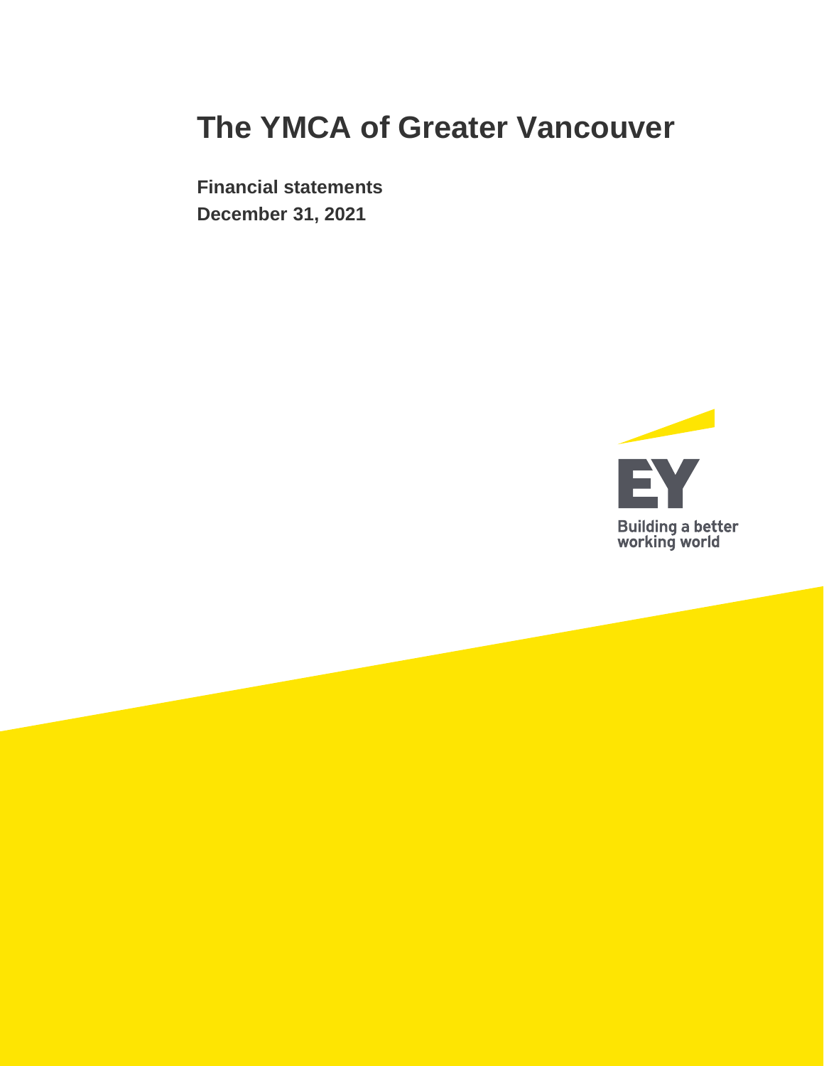# The YMCA of Greater Vancouver

**Financial statements**
**December 31, 2021**

EY
Building a better working world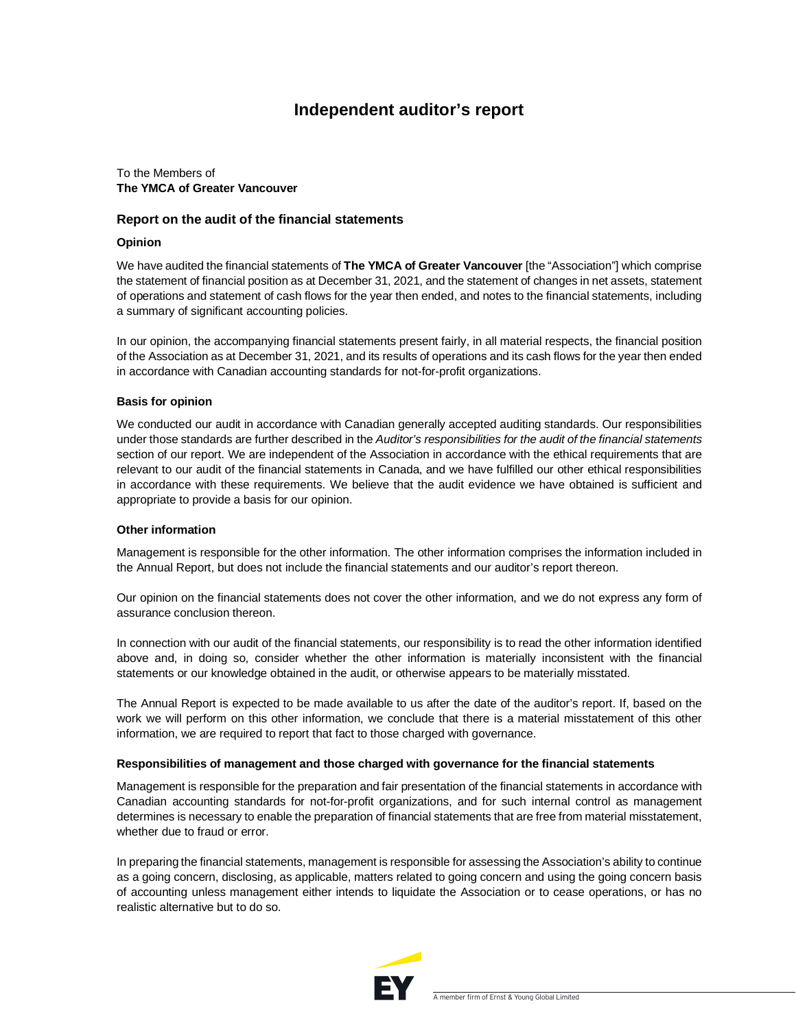# Independent auditor's report

To the Members of
**The YMCA of Greater Vancouver**

## Report on the audit of the financial statements

### Opinion

We have audited the financial statements of **The YMCA of Greater Vancouver** [the "Association"] which comprise the statement of financial position as at December 31, 2021, and the statement of changes in net assets, statement of operations and statement of cash flows for the year then ended, and notes to the financial statements, including a summary of significant accounting policies.

In our opinion, the accompanying financial statements present fairly, in all material respects, the financial position of the Association as at December 31, 2021, and its results of operations and its cash flows for the year then ended in accordance with Canadian accounting standards for not-for-profit organizations.

### Basis for opinion

We conducted our audit in accordance with Canadian generally accepted auditing standards. Our responsibilities under those standards are further described in the *Auditor's responsibilities for the audit of the financial statements* section of our report. We are independent of the Association in accordance with the ethical requirements that are relevant to our audit of the financial statements in Canada, and we have fulfilled our other ethical responsibilities in accordance with these requirements. We believe that the audit evidence we have obtained is sufficient and appropriate to provide a basis for our opinion.

### Other information

Management is responsible for the other information. The other information comprises the information included in the Annual Report, but does not include the financial statements and our auditor's report thereon.

Our opinion on the financial statements does not cover the other information, and we do not express any form of assurance conclusion thereon.

In connection with our audit of the financial statements, our responsibility is to read the other information identified above and, in doing so, consider whether the other information is materially inconsistent with the financial statements or our knowledge obtained in the audit, or otherwise appears to be materially misstated.

The Annual Report is expected to be made available to us after the date of the auditor's report. If, based on the work we will perform on this other information, we conclude that there is a material misstatement of this other information, we are required to report that fact to those charged with governance.

### Responsibilities of management and those charged with governance for the financial statements

Management is responsible for the preparation and fair presentation of the financial statements in accordance with Canadian accounting standards for not-for-profit organizations, and for such internal control as management determines is necessary to enable the preparation of financial statements that are free from material misstatement, whether due to fraud or error.

In preparing the financial statements, management is responsible for assessing the Association's ability to continue as a going concern, disclosing, as applicable, matters related to going concern and using the going concern basis of accounting unless management either intends to liquidate the Association or to cease operations, or has no realistic alternative but to do so.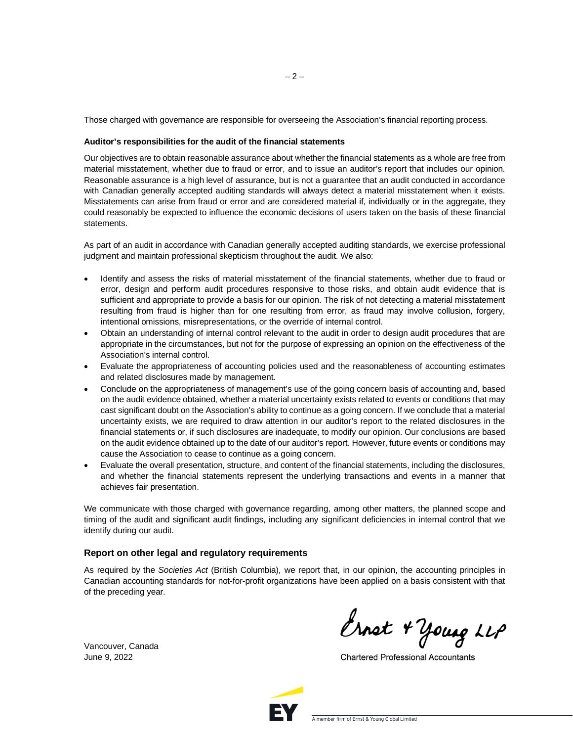Those charged with governance are responsible for overseeing the Association's financial reporting process.

**Auditor's responsibilities for the audit of the financial statements**

Our objectives are to obtain reasonable assurance about whether the financial statements as a whole are free from material misstatement, whether due to fraud or error, and to issue an auditor's report that includes our opinion. Reasonable assurance is a high level of assurance, but is not a guarantee that an audit conducted in accordance with Canadian generally accepted auditing standards will always detect a material misstatement when it exists. Misstatements can arise from fraud or error and are considered material if, individually or in the aggregate, they could reasonably be expected to influence the economic decisions of users taken on the basis of these financial statements.

As part of an audit in accordance with Canadian generally accepted auditing standards, we exercise professional judgment and maintain professional skepticism throughout the audit. We also:

- Identify and assess the risks of material misstatement of the financial statements, whether due to fraud or error, design and perform audit procedures responsive to those risks, and obtain audit evidence that is sufficient and appropriate to provide a basis for our opinion. The risk of not detecting a material misstatement resulting from fraud is higher than for one resulting from error, as fraud may involve collusion, forgery, intentional omissions, misrepresentations, or the override of internal control.
- Obtain an understanding of internal control relevant to the audit in order to design audit procedures that are appropriate in the circumstances, but not for the purpose of expressing an opinion on the effectiveness of the Association's internal control.
- Evaluate the appropriateness of accounting policies used and the reasonableness of accounting estimates and related disclosures made by management.
- Conclude on the appropriateness of management's use of the going concern basis of accounting and, based on the audit evidence obtained, whether a material uncertainty exists related to events or conditions that may cast significant doubt on the Association's ability to continue as a going concern. If we conclude that a material uncertainty exists, we are required to draw attention in our auditor's report to the related disclosures in the financial statements or, if such disclosures are inadequate, to modify our opinion. Our conclusions are based on the audit evidence obtained up to the date of our auditor's report. However, future events or conditions may cause the Association to cease to continue as a going concern.
- Evaluate the overall presentation, structure, and content of the financial statements, including the disclosures, and whether the financial statements represent the underlying transactions and events in a manner that achieves fair presentation.

We communicate with those charged with governance regarding, among other matters, the planned scope and timing of the audit and significant audit findings, including any significant deficiencies in internal control that we identify during our audit.

## Report on other legal and regulatory requirements

As required by the *Societies Act* (British Columbia), we report that, in our opinion, the accounting principles in Canadian accounting standards for not-for-profit organizations have been applied on a basis consistent with that of the preceding year.

Ernst & Young LLP

Chartered Professional Accountants

Vancouver, Canada
June 9, 2022

A member firm of Ernst & Young Global Limited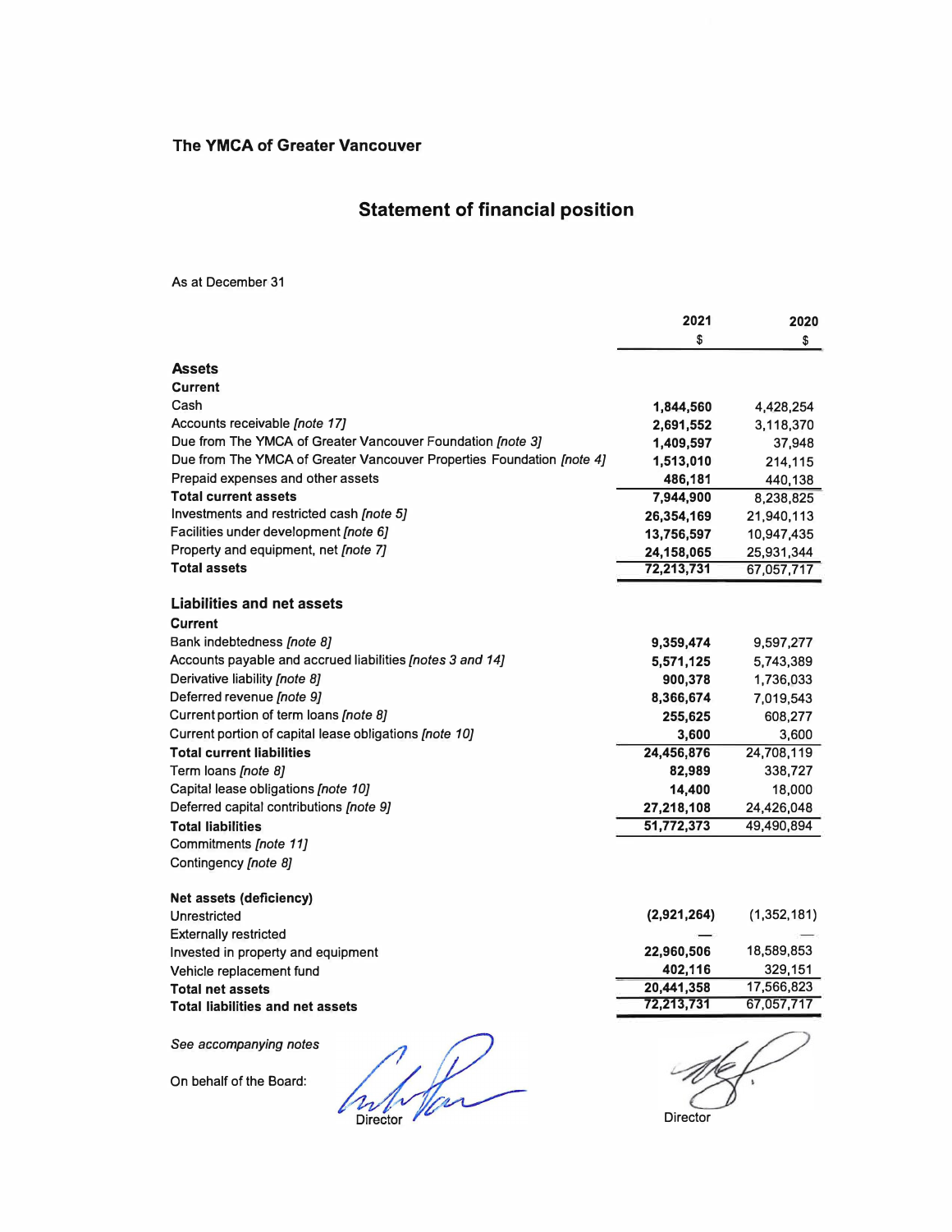**The YMCA of Greater Vancouver**

# Statement of financial position

As at December 31

| | 2021 | 2020 |
|---|---|---|
| | $ | $ |
| **Assets** | | |
| **Current** | | |
| Cash | **1,844,560** | 4,428,254 |
| Accounts receivable *[note 17]* | **2,691,552** | 3,118,370 |
| Due from The YMCA of Greater Vancouver Foundation *[note 3]* | **1,409,597** | 37,948 |
| Due from The YMCA of Greater Vancouver Properties Foundation *[note 4]* | **1,513,010** | 214,115 |
| Prepaid expenses and other assets | **486,181** | 440,138 |
| **Total current assets** | **7,944,900** | 8,238,825 |
| Investments and restricted cash *[note 5]* | **26,354,169** | 21,940,113 |
| Facilities under development *[note 6]* | **13,756,597** | 10,947,435 |
| Property and equipment, net *[note 7]* | **24,158,065** | 25,931,344 |
| **Total assets** | **72,213,731** | 67,057,717 |
| | | |
| **Liabilities and net assets** | | |
| **Current** | | |
| Bank indebtedness *[note 8]* | **9,359,474** | 9,597,277 |
| Accounts payable and accrued liabilities *[notes 3 and 14]* | **5,571,125** | 5,743,389 |
| Derivative liability *[note 8]* | **900,378** | 1,736,033 |
| Deferred revenue *[note 9]* | **8,366,674** | 7,019,543 |
| Current portion of term loans *[note 8]* | **255,625** | 608,277 |
| Current portion of capital lease obligations *[note 10]* | **3,600** | 3,600 |
| **Total current liabilities** | **24,456,876** | 24,708,119 |
| Term loans *[note 8]* | **82,989** | 338,727 |
| Capital lease obligations *[note 10]* | **14,400** | 18,000 |
| Deferred capital contributions *[note 9]* | **27,218,108** | 24,426,048 |
| **Total liabilities** | **51,772,373** | 49,490,894 |
| Commitments *[note 11]* | | |
| Contingency *[note 8]* | | |
| | | |
| **Net assets (deficiency)** | | |
| Unrestricted | **(2,921,264)** | (1,352,181) |
| Externally restricted | **—** | — |
| Invested in property and equipment | **22,960,506** | 18,589,853 |
| Vehicle replacement fund | **402,116** | 329,151 |
| **Total net assets** | **20,441,358** | 17,566,823 |
| **Total liabilities and net assets** | **72,213,731** | 67,057,717 |

*See accompanying notes*

On behalf of the Board:

Director

Director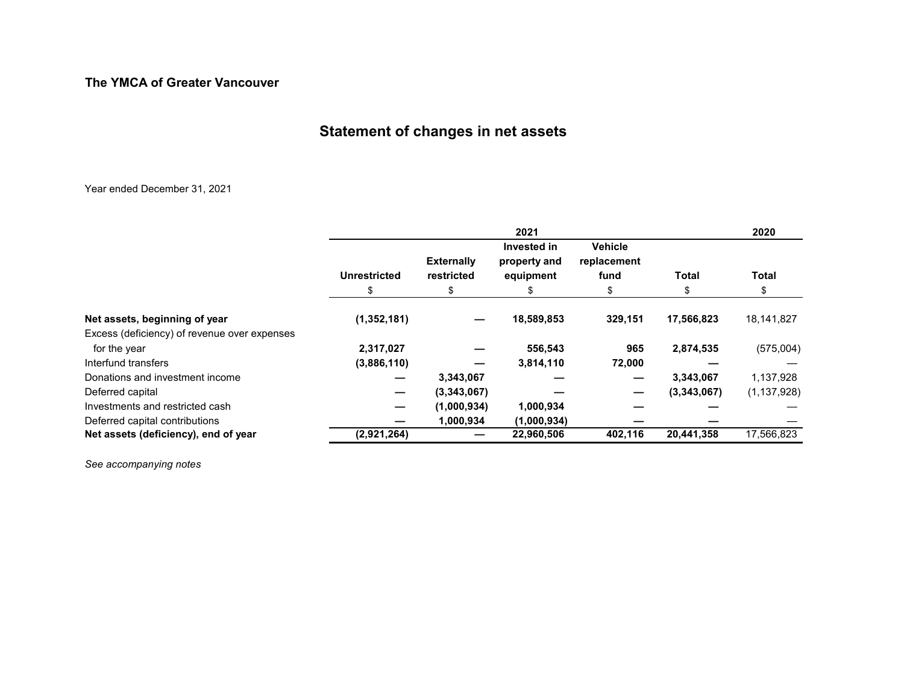**The YMCA of Greater Vancouver**

# Statement of changes in net assets

Year ended December 31, 2021

| | 2021 | | | | | 2020 |
|---|---|---|---|---|---|---|
| | Unrestricted | Externally restricted | Invested in property and equipment | Vehicle replacement fund | Total | Total |
| | $ | $ | $ | $ | $ | $ |
| **Net assets, beginning of year** | **(1,352,181)** | **—** | **18,589,853** | **329,151** | **17,566,823** | 18,141,827 |
| Excess (deficiency) of revenue over expenses for the year | **2,317,027** | **—** | **556,543** | **965** | **2,874,535** | (575,004) |
| Interfund transfers | **(3,886,110)** | **—** | **3,814,110** | **72,000** | **—** | — |
| Donations and investment income | **—** | **3,343,067** | **—** | **—** | **3,343,067** | 1,137,928 |
| Deferred capital | **—** | **(3,343,067)** | **—** | **—** | **(3,343,067)** | (1,137,928) |
| Investments and restricted cash | **—** | **(1,000,934)** | **1,000,934** | **—** | **—** | — |
| Deferred capital contributions | **—** | **1,000,934** | **(1,000,934)** | **—** | **—** | — |
| **Net assets (deficiency), end of year** | **(2,921,264)** | **—** | **22,960,506** | **402,116** | **20,441,358** | 17,566,823 |

*See accompanying notes*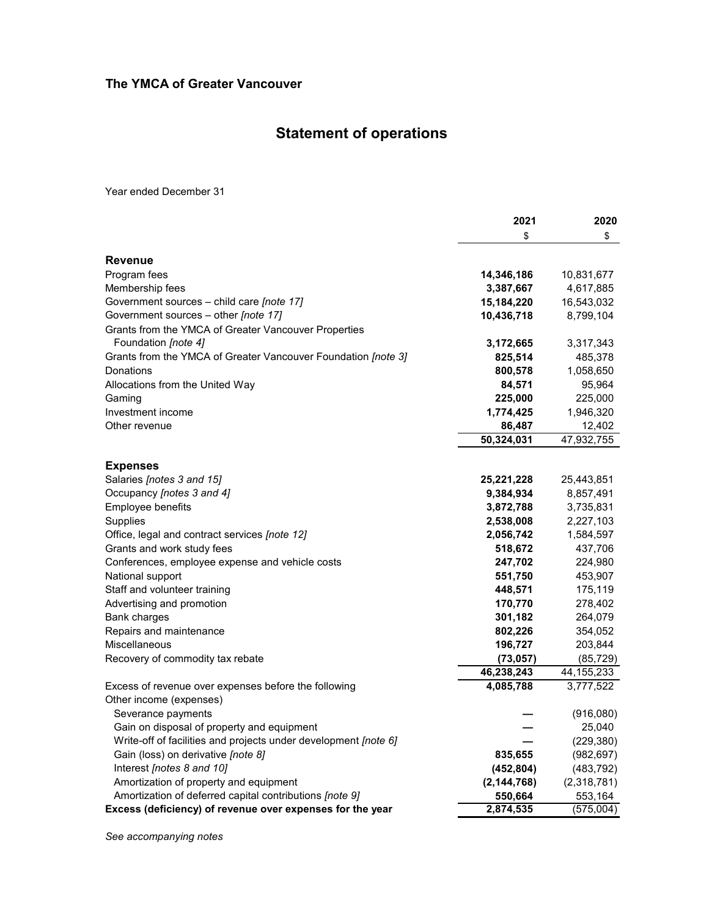**The YMCA of Greater Vancouver**

# Statement of operations

Year ended December 31

| | 2021 | 2020 |
|---|---|---|
| | $ | $ |
| **Revenue** | | |
| Program fees | **14,346,186** | 10,831,677 |
| Membership fees | **3,387,667** | 4,617,885 |
| Government sources – child care *[note 17]* | **15,184,220** | 16,543,032 |
| Government sources – other *[note 17]* | **10,436,718** | 8,799,104 |
| Grants from the YMCA of Greater Vancouver Properties Foundation *[note 4]* | **3,172,665** | 3,317,343 |
| Grants from the YMCA of Greater Vancouver Foundation *[note 3]* | **825,514** | 485,378 |
| Donations | **800,578** | 1,058,650 |
| Allocations from the United Way | **84,571** | 95,964 |
| Gaming | **225,000** | 225,000 |
| Investment income | **1,774,425** | 1,946,320 |
| Other revenue | **86,487** | 12,402 |
| | **50,324,031** | 47,932,755 |
| **Expenses** | | |
| Salaries *[notes 3 and 15]* | **25,221,228** | 25,443,851 |
| Occupancy *[notes 3 and 4]* | **9,384,934** | 8,857,491 |
| Employee benefits | **3,872,788** | 3,735,831 |
| Supplies | **2,538,008** | 2,227,103 |
| Office, legal and contract services *[note 12]* | **2,056,742** | 1,584,597 |
| Grants and work study fees | **518,672** | 437,706 |
| Conferences, employee expense and vehicle costs | **247,702** | 224,980 |
| National support | **551,750** | 453,907 |
| Staff and volunteer training | **448,571** | 175,119 |
| Advertising and promotion | **170,770** | 278,402 |
| Bank charges | **301,182** | 264,079 |
| Repairs and maintenance | **802,226** | 354,052 |
| Miscellaneous | **196,727** | 203,844 |
| Recovery of commodity tax rebate | **(73,057)** | (85,729) |
| | **46,238,243** | 44,155,233 |
| Excess of revenue over expenses before the following | **4,085,788** | 3,777,522 |
| Other income (expenses) | | |
| Severance payments | **—** | (916,080) |
| Gain on disposal of property and equipment | **—** | 25,040 |
| Write-off of facilities and projects under development *[note 6]* | **—** | (229,380) |
| Gain (loss) on derivative *[note 8]* | **835,655** | (982,697) |
| Interest *[notes 8 and 10]* | **(452,804)** | (483,792) |
| Amortization of property and equipment | **(2,144,768)** | (2,318,781) |
| Amortization of deferred capital contributions *[note 9]* | **550,664** | 553,164 |
| **Excess (deficiency) of revenue over expenses for the year** | **2,874,535** | (575,004) |

*See accompanying notes*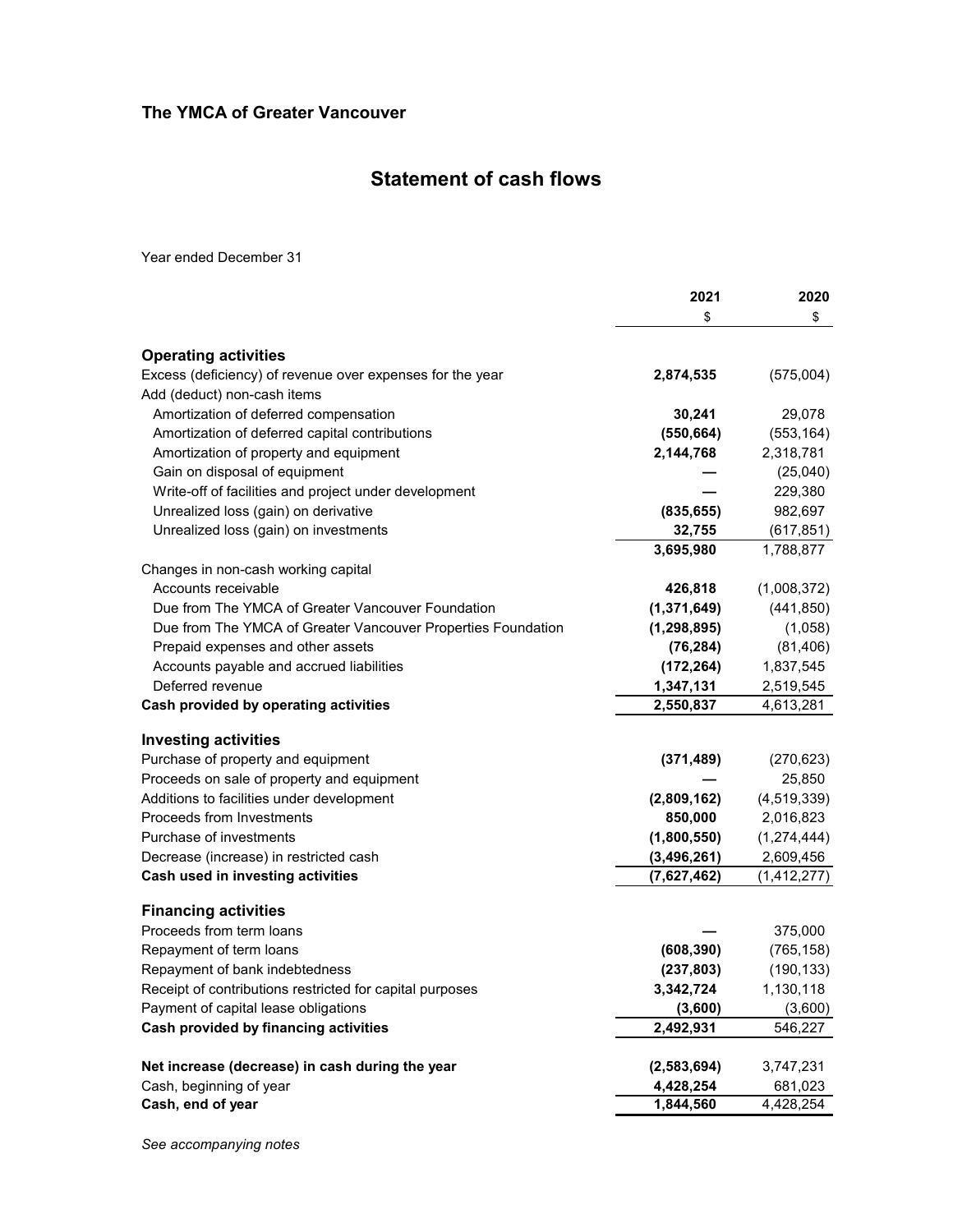## The YMCA of Greater Vancouver

# Statement of cash flows

Year ended December 31

| | 2021 | 2020 |
|---|---|---|
| | $ | $ |
| **Operating activities** | | |
| Excess (deficiency) of revenue over expenses for the year | **2,874,535** | (575,004) |
| Add (deduct) non-cash items | | |
| Amortization of deferred compensation | **30,241** | 29,078 |
| Amortization of deferred capital contributions | **(550,664)** | (553,164) |
| Amortization of property and equipment | **2,144,768** | 2,318,781 |
| Gain on disposal of equipment | **—** | (25,040) |
| Write-off of facilities and project under development | **—** | 229,380 |
| Unrealized loss (gain) on derivative | **(835,655)** | 982,697 |
| Unrealized loss (gain) on investments | **32,755** | (617,851) |
| | **3,695,980** | 1,788,877 |
| Changes in non-cash working capital | | |
| Accounts receivable | **426,818** | (1,008,372) |
| Due from The YMCA of Greater Vancouver Foundation | **(1,371,649)** | (441,850) |
| Due from The YMCA of Greater Vancouver Properties Foundation | **(1,298,895)** | (1,058) |
| Prepaid expenses and other assets | **(76,284)** | (81,406) |
| Accounts payable and accrued liabilities | **(172,264)** | 1,837,545 |
| Deferred revenue | **1,347,131** | 2,519,545 |
| **Cash provided by operating activities** | **2,550,837** | 4,613,281 |
| **Investing activities** | | |
| Purchase of property and equipment | **(371,489)** | (270,623) |
| Proceeds on sale of property and equipment | **—** | 25,850 |
| Additions to facilities under development | **(2,809,162)** | (4,519,339) |
| Proceeds from Investments | **850,000** | 2,016,823 |
| Purchase of investments | **(1,800,550)** | (1,274,444) |
| Decrease (increase) in restricted cash | **(3,496,261)** | 2,609,456 |
| **Cash used in investing activities** | **(7,627,462)** | (1,412,277) |
| **Financing activities** | | |
| Proceeds from term loans | **—** | 375,000 |
| Repayment of term loans | **(608,390)** | (765,158) |
| Repayment of bank indebtedness | **(237,803)** | (190,133) |
| Receipt of contributions restricted for capital purposes | **3,342,724** | 1,130,118 |
| Payment of capital lease obligations | **(3,600)** | (3,600) |
| **Cash provided by financing activities** | **2,492,931** | 546,227 |
| **Net increase (decrease) in cash during the year** | **(2,583,694)** | 3,747,231 |
| Cash, beginning of year | **4,428,254** | 681,023 |
| **Cash, end of year** | **1,844,560** | 4,428,254 |

*See accompanying notes*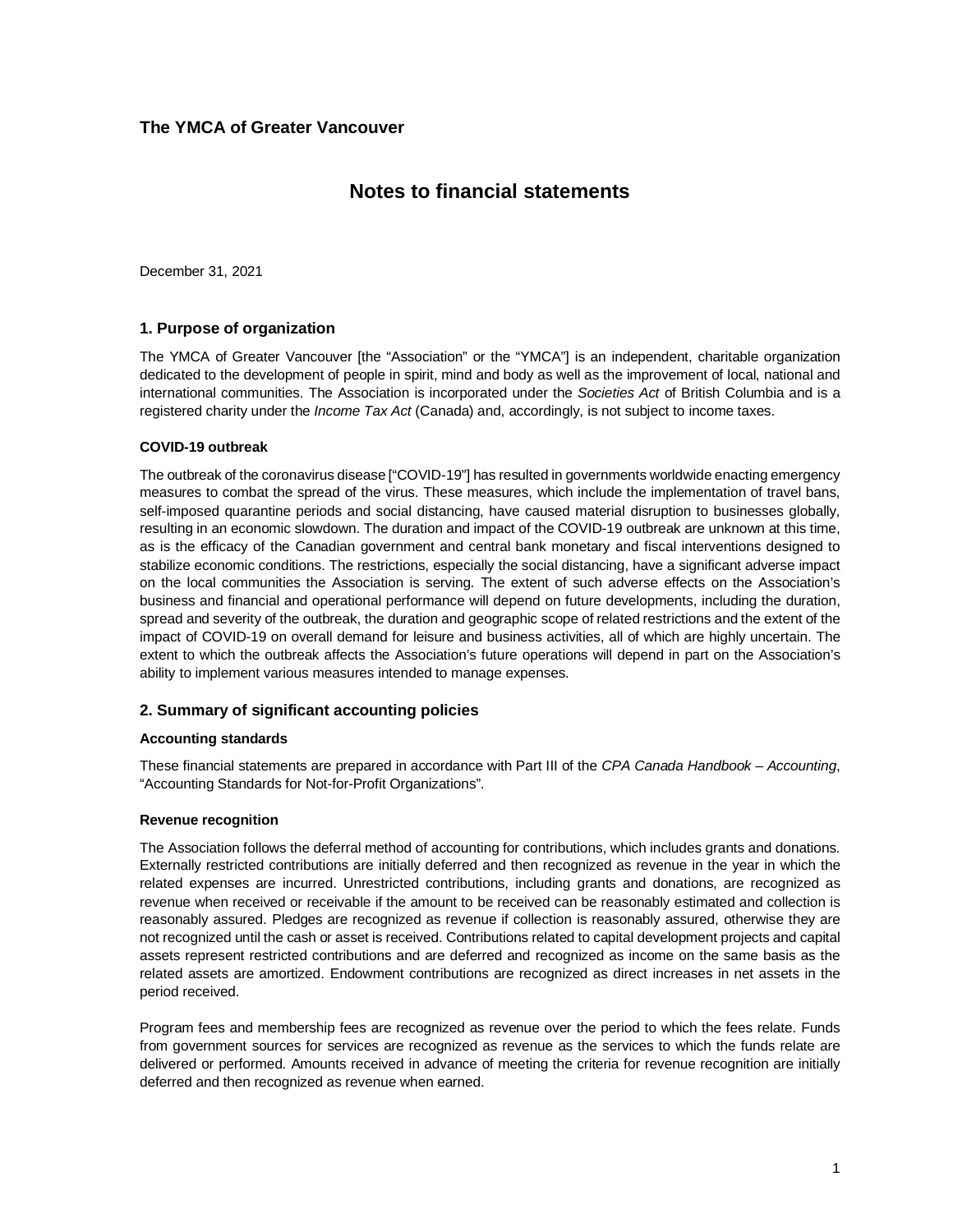**The YMCA of Greater Vancouver**

# Notes to financial statements

December 31, 2021

## 1. Purpose of organization

The YMCA of Greater Vancouver [the "Association" or the "YMCA"] is an independent, charitable organization dedicated to the development of people in spirit, mind and body as well as the improvement of local, national and international communities. The Association is incorporated under the *Societies Act* of British Columbia and is a registered charity under the *Income Tax Act* (Canada) and, accordingly, is not subject to income taxes.

### COVID-19 outbreak

The outbreak of the coronavirus disease ["COVID-19"] has resulted in governments worldwide enacting emergency measures to combat the spread of the virus. These measures, which include the implementation of travel bans, self-imposed quarantine periods and social distancing, have caused material disruption to businesses globally, resulting in an economic slowdown. The duration and impact of the COVID-19 outbreak are unknown at this time, as is the efficacy of the Canadian government and central bank monetary and fiscal interventions designed to stabilize economic conditions. The restrictions, especially the social distancing, have a significant adverse impact on the local communities the Association is serving. The extent of such adverse effects on the Association's business and financial and operational performance will depend on future developments, including the duration, spread and severity of the outbreak, the duration and geographic scope of related restrictions and the extent of the impact of COVID-19 on overall demand for leisure and business activities, all of which are highly uncertain. The extent to which the outbreak affects the Association's future operations will depend in part on the Association's ability to implement various measures intended to manage expenses.

## 2. Summary of significant accounting policies

### Accounting standards

These financial statements are prepared in accordance with Part III of the *CPA Canada Handbook – Accounting*, "Accounting Standards for Not-for-Profit Organizations".

### Revenue recognition

The Association follows the deferral method of accounting for contributions, which includes grants and donations. Externally restricted contributions are initially deferred and then recognized as revenue in the year in which the related expenses are incurred. Unrestricted contributions, including grants and donations, are recognized as revenue when received or receivable if the amount to be received can be reasonably estimated and collection is reasonably assured. Pledges are recognized as revenue if collection is reasonably assured, otherwise they are not recognized until the cash or asset is received. Contributions related to capital development projects and capital assets represent restricted contributions and are deferred and recognized as income on the same basis as the related assets are amortized. Endowment contributions are recognized as direct increases in net assets in the period received.

Program fees and membership fees are recognized as revenue over the period to which the fees relate. Funds from government sources for services are recognized as revenue as the services to which the funds relate are delivered or performed. Amounts received in advance of meeting the criteria for revenue recognition are initially deferred and then recognized as revenue when earned.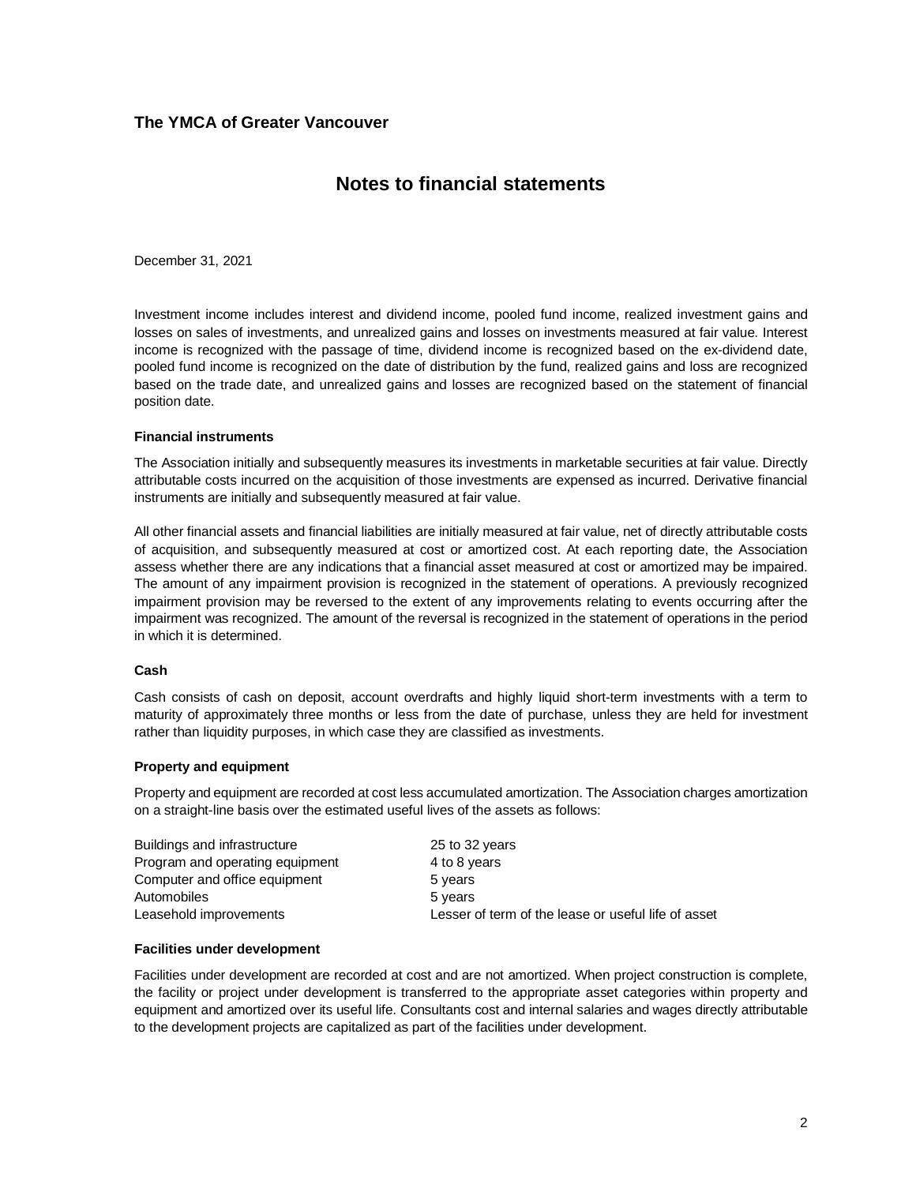**The YMCA of Greater Vancouver**

# Notes to financial statements

December 31, 2021

Investment income includes interest and dividend income, pooled fund income, realized investment gains and losses on sales of investments, and unrealized gains and losses on investments measured at fair value. Interest income is recognized with the passage of time, dividend income is recognized based on the ex-dividend date, pooled fund income is recognized on the date of distribution by the fund, realized gains and loss are recognized based on the trade date, and unrealized gains and losses are recognized based on the statement of financial position date.

**Financial instruments**

The Association initially and subsequently measures its investments in marketable securities at fair value. Directly attributable costs incurred on the acquisition of those investments are expensed as incurred. Derivative financial instruments are initially and subsequently measured at fair value.

All other financial assets and financial liabilities are initially measured at fair value, net of directly attributable costs of acquisition, and subsequently measured at cost or amortized cost. At each reporting date, the Association assess whether there are any indications that a financial asset measured at cost or amortized may be impaired. The amount of any impairment provision is recognized in the statement of operations. A previously recognized impairment provision may be reversed to the extent of any improvements relating to events occurring after the impairment was recognized. The amount of the reversal is recognized in the statement of operations in the period in which it is determined.

**Cash**

Cash consists of cash on deposit, account overdrafts and highly liquid short-term investments with a term to maturity of approximately three months or less from the date of purchase, unless they are held for investment rather than liquidity purposes, in which case they are classified as investments.

**Property and equipment**

Property and equipment are recorded at cost less accumulated amortization. The Association charges amortization on a straight-line basis over the estimated useful lives of the assets as follows:

| | |
|---|---|
| Buildings and infrastructure | 25 to 32 years |
| Program and operating equipment | 4 to 8 years |
| Computer and office equipment | 5 years |
| Automobiles | 5 years |
| Leasehold improvements | Lesser of term of the lease or useful life of asset |

**Facilities under development**

Facilities under development are recorded at cost and are not amortized. When project construction is complete, the facility or project under development is transferred to the appropriate asset categories within property and equipment and amortized over its useful life. Consultants cost and internal salaries and wages directly attributable to the development projects are capitalized as part of the facilities under development.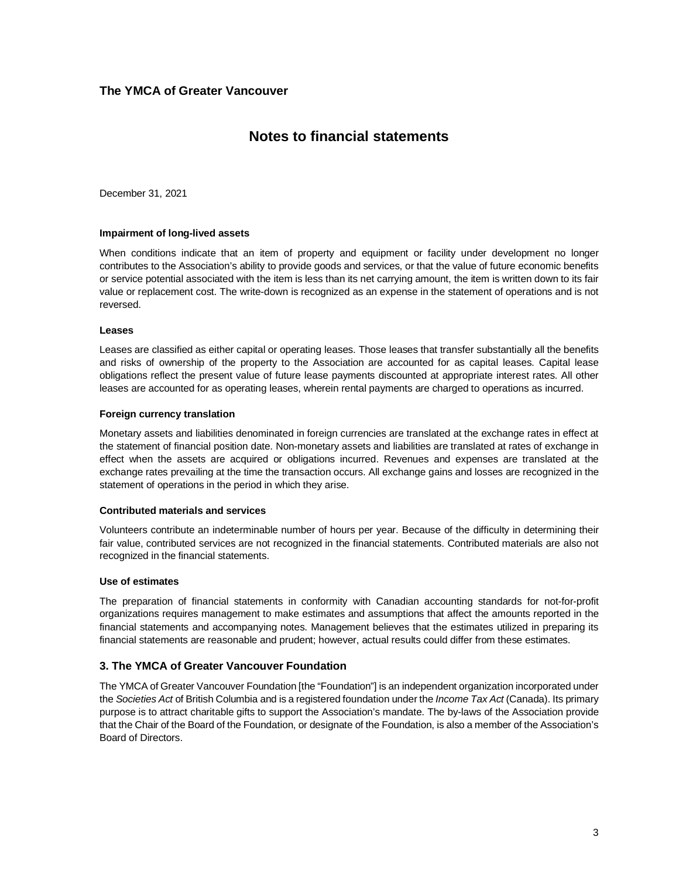**The YMCA of Greater Vancouver**

# Notes to financial statements

December 31, 2021

**Impairment of long-lived assets**

When conditions indicate that an item of property and equipment or facility under development no longer contributes to the Association's ability to provide goods and services, or that the value of future economic benefits or service potential associated with the item is less than its net carrying amount, the item is written down to its fair value or replacement cost. The write-down is recognized as an expense in the statement of operations and is not reversed.

**Leases**

Leases are classified as either capital or operating leases. Those leases that transfer substantially all the benefits and risks of ownership of the property to the Association are accounted for as capital leases. Capital lease obligations reflect the present value of future lease payments discounted at appropriate interest rates. All other leases are accounted for as operating leases, wherein rental payments are charged to operations as incurred.

**Foreign currency translation**

Monetary assets and liabilities denominated in foreign currencies are translated at the exchange rates in effect at the statement of financial position date. Non-monetary assets and liabilities are translated at rates of exchange in effect when the assets are acquired or obligations incurred. Revenues and expenses are translated at the exchange rates prevailing at the time the transaction occurs. All exchange gains and losses are recognized in the statement of operations in the period in which they arise.

**Contributed materials and services**

Volunteers contribute an indeterminable number of hours per year. Because of the difficulty in determining their fair value, contributed services are not recognized in the financial statements. Contributed materials are also not recognized in the financial statements.

**Use of estimates**

The preparation of financial statements in conformity with Canadian accounting standards for not-for-profit organizations requires management to make estimates and assumptions that affect the amounts reported in the financial statements and accompanying notes. Management believes that the estimates utilized in preparing its financial statements are reasonable and prudent; however, actual results could differ from these estimates.

## 3. The YMCA of Greater Vancouver Foundation

The YMCA of Greater Vancouver Foundation [the "Foundation"] is an independent organization incorporated under the *Societies Act* of British Columbia and is a registered foundation under the *Income Tax Act* (Canada). Its primary purpose is to attract charitable gifts to support the Association's mandate. The by-laws of the Association provide that the Chair of the Board of the Foundation, or designate of the Foundation, is also a member of the Association's Board of Directors.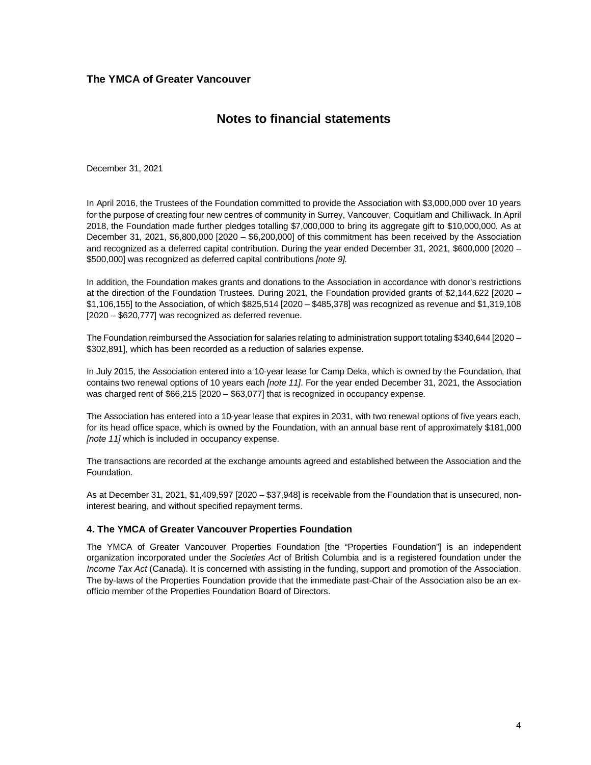In April 2016, the Trustees of the Foundation committed to provide the Association with $3,000,000 over 10 years for the purpose of creating four new centres of community in Surrey, Vancouver, Coquitlam and Chilliwack. In April 2018, the Foundation made further pledges totalling $7,000,000 to bring its aggregate gift to $10,000,000. As at December 31, 2021, $6,800,000 [2020 – $6,200,000] of this commitment has been received by the Association and recognized as a deferred capital contribution. During the year ended December 31, 2021, $600,000 [2020 – $500,000] was recognized as deferred capital contributions *[note 9]*.

In addition, the Foundation makes grants and donations to the Association in accordance with donor's restrictions at the direction of the Foundation Trustees. During 2021, the Foundation provided grants of $2,144,622 [2020 – $1,106,155] to the Association, of which $825,514 [2020 – $485,378] was recognized as revenue and $1,319,108 [2020 – $620,777] was recognized as deferred revenue.

The Foundation reimbursed the Association for salaries relating to administration support totaling $340,644 [2020 – $302,891], which has been recorded as a reduction of salaries expense.

In July 2015, the Association entered into a 10-year lease for Camp Deka, which is owned by the Foundation, that contains two renewal options of 10 years each *[note 11]*. For the year ended December 31, 2021, the Association was charged rent of $66,215 [2020 – $63,077] that is recognized in occupancy expense.

The Association has entered into a 10-year lease that expires in 2031, with two renewal options of five years each, for its head office space, which is owned by the Foundation, with an annual base rent of approximately $181,000 *[note 11]* which is included in occupancy expense.

The transactions are recorded at the exchange amounts agreed and established between the Association and the Foundation.

As at December 31, 2021, $1,409,597 [2020 – $37,948] is receivable from the Foundation that is unsecured, non-interest bearing, and without specified repayment terms.

### 4. The YMCA of Greater Vancouver Properties Foundation

The YMCA of Greater Vancouver Properties Foundation [the "Properties Foundation"] is an independent organization incorporated under the *Societies Act* of British Columbia and is a registered foundation under the *Income Tax Act* (Canada). It is concerned with assisting in the funding, support and promotion of the Association. The by-laws of the Properties Foundation provide that the immediate past-Chair of the Association also be an ex-officio member of the Properties Foundation Board of Directors.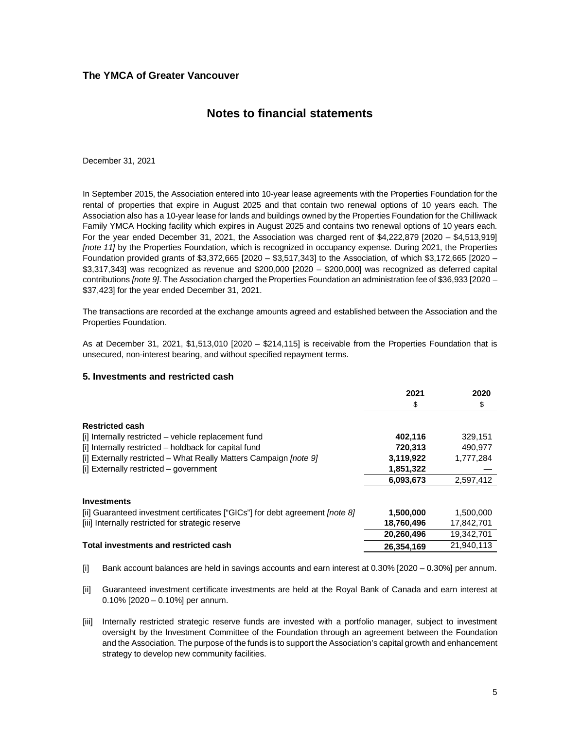**The YMCA of Greater Vancouver**

## Notes to financial statements

December 31, 2021

In September 2015, the Association entered into 10-year lease agreements with the Properties Foundation for the rental of properties that expire in August 2025 and that contain two renewal options of 10 years each. The Association also has a 10-year lease for lands and buildings owned by the Properties Foundation for the Chilliwack Family YMCA Hocking facility which expires in August 2025 and contains two renewal options of 10 years each. For the year ended December 31, 2021, the Association was charged rent of $4,222,879 [2020 – $4,513,919] *[note 11]* by the Properties Foundation, which is recognized in occupancy expense. During 2021, the Properties Foundation provided grants of $3,372,665 [2020 – $3,517,343] to the Association, of which $3,172,665 [2020 – $3,317,343] was recognized as revenue and $200,000 [2020 – $200,000] was recognized as deferred capital contributions *[note 9]*. The Association charged the Properties Foundation an administration fee of $36,933 [2020 – $37,423] for the year ended December 31, 2021.

The transactions are recorded at the exchange amounts agreed and established between the Association and the Properties Foundation.

As at December 31, 2021, $1,513,010 [2020 – $214,115] is receivable from the Properties Foundation that is unsecured, non-interest bearing, and without specified repayment terms.

### 5. Investments and restricted cash

| | 2021 | 2020 |
|---|---|---|
| | $ | $ |
| **Restricted cash** | | |
| [i] Internally restricted – vehicle replacement fund | **402,116** | 329,151 |
| [i] Internally restricted – holdback for capital fund | **720,313** | 490,977 |
| [i] Externally restricted – What Really Matters Campaign *[note 9]* | **3,119,922** | 1,777,284 |
| [i] Externally restricted – government | **1,851,322** | — |
| | **6,093,673** | 2,597,412 |
| **Investments** | | |
| [ii] Guaranteed investment certificates ["GICs"] for debt agreement *[note 8]* | **1,500,000** | 1,500,000 |
| [iii] Internally restricted for strategic reserve | **18,760,496** | 17,842,701 |
| | **20,260,496** | 19,342,701 |
| **Total investments and restricted cash** | **26,354,169** | 21,940,113 |

[i] Bank account balances are held in savings accounts and earn interest at 0.30% [2020 – 0.30%] per annum.

[ii] Guaranteed investment certificate investments are held at the Royal Bank of Canada and earn interest at 0.10% [2020 – 0.10%] per annum.

[iii] Internally restricted strategic reserve funds are invested with a portfolio manager, subject to investment oversight by the Investment Committee of the Foundation through an agreement between the Foundation and the Association. The purpose of the funds is to support the Association's capital growth and enhancement strategy to develop new community facilities.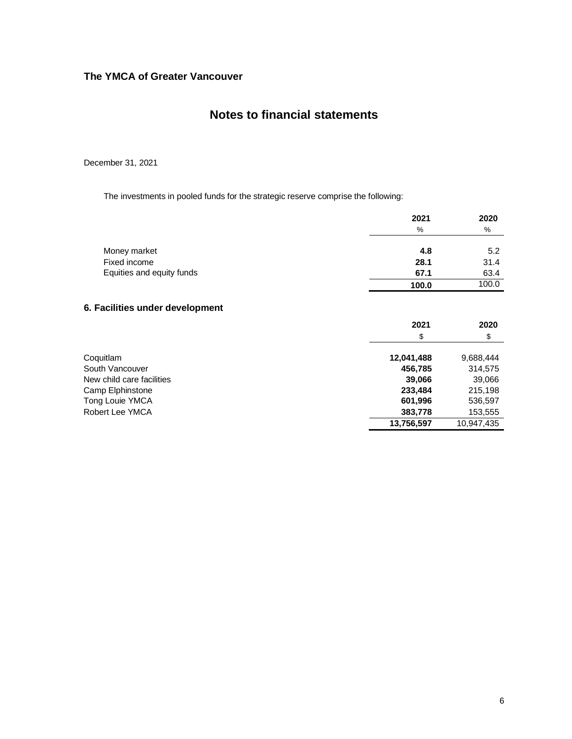**The YMCA of Greater Vancouver**

# Notes to financial statements

December 31, 2021

The investments in pooled funds for the strategic reserve comprise the following:

| | 2021 | 2020 |
|---|---|---|
| | % | % |
| Money market | **4.8** | 5.2 |
| Fixed income | **28.1** | 31.4 |
| Equities and equity funds | **67.1** | 63.4 |
| | **100.0** | 100.0 |

## 6. Facilities under development

| | 2021 | 2020 |
|---|---|---|
| | $ | $ |
| Coquitlam | **12,041,488** | 9,688,444 |
| South Vancouver | **456,785** | 314,575 |
| New child care facilities | **39,066** | 39,066 |
| Camp Elphinstone | **233,484** | 215,198 |
| Tong Louie YMCA | **601,996** | 536,597 |
| Robert Lee YMCA | **383,778** | 153,555 |
| | **13,756,597** | 10,947,435 |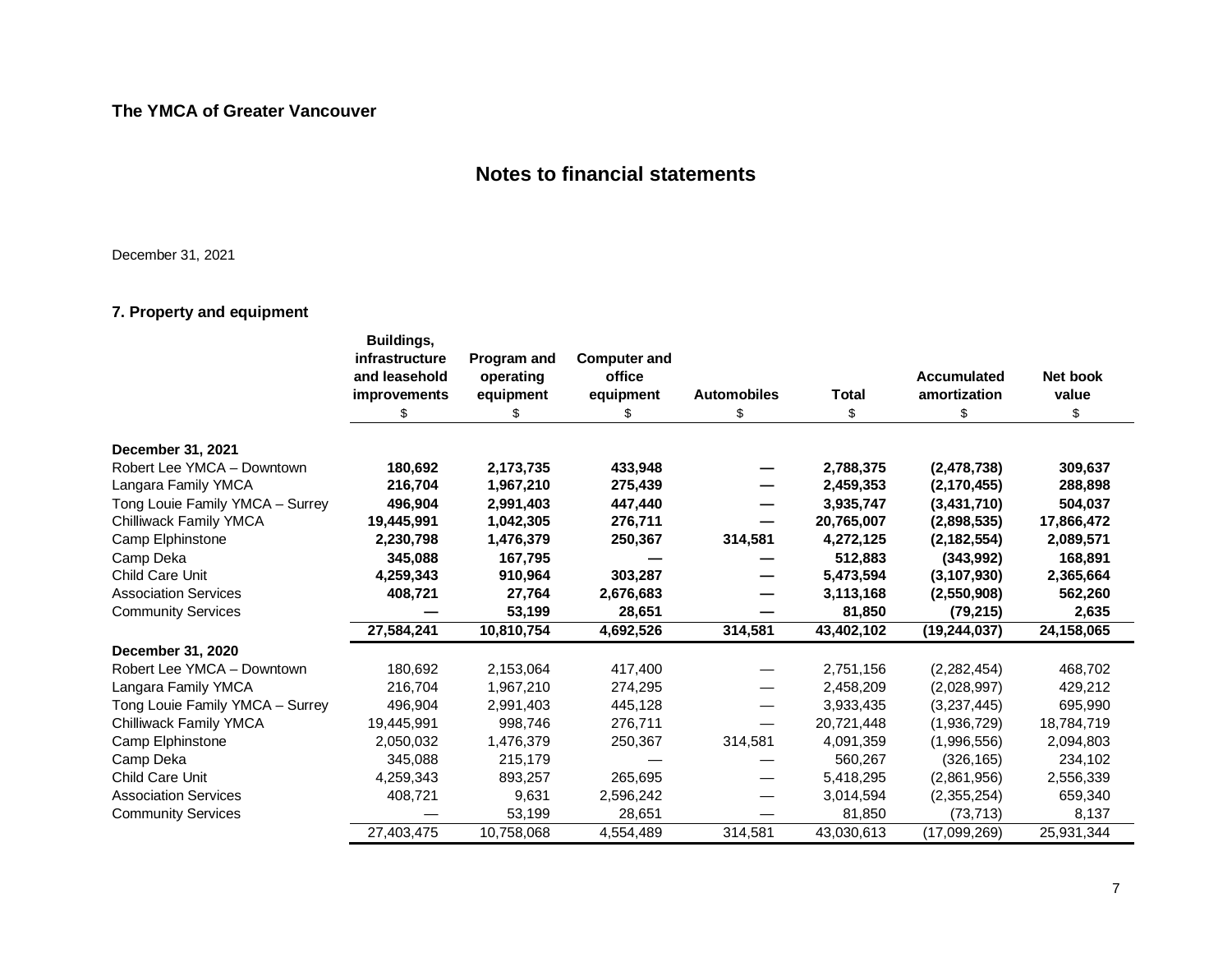The YMCA of Greater Vancouver

# Notes to financial statements

December 31, 2021

## 7. Property and equipment

| | Buildings, infrastructure and leasehold improvements | Program and operating equipment | Computer and office equipment | Automobiles | Total | Accumulated amortization | Net book value |
|---|---|---|---|---|---|---|---|
| | $ | $ | $ | $ | $ | $ | $ |
| **December 31, 2021** | | | | | | | |
| Robert Lee YMCA – Downtown | **180,692** | **2,173,735** | **433,948** | **—** | **2,788,375** | **(2,478,738)** | **309,637** |
| Langara Family YMCA | **216,704** | **1,967,210** | **275,439** | **—** | **2,459,353** | **(2,170,455)** | **288,898** |
| Tong Louie Family YMCA – Surrey | **496,904** | **2,991,403** | **447,440** | **—** | **3,935,747** | **(3,431,710)** | **504,037** |
| Chilliwack Family YMCA | **19,445,991** | **1,042,305** | **276,711** | **—** | **20,765,007** | **(2,898,535)** | **17,866,472** |
| Camp Elphinstone | **2,230,798** | **1,476,379** | **250,367** | **314,581** | **4,272,125** | **(2,182,554)** | **2,089,571** |
| Camp Deka | **345,088** | **167,795** | **—** | **—** | **512,883** | **(343,992)** | **168,891** |
| Child Care Unit | **4,259,343** | **910,964** | **303,287** | **—** | **5,473,594** | **(3,107,930)** | **2,365,664** |
| Association Services | **408,721** | **27,764** | **2,676,683** | **—** | **3,113,168** | **(2,550,908)** | **562,260** |
| Community Services | **—** | **53,199** | **28,651** | **—** | **81,850** | **(79,215)** | **2,635** |
| | **27,584,241** | **10,810,754** | **4,692,526** | **314,581** | **43,402,102** | **(19,244,037)** | **24,158,065** |
| **December 31, 2020** | | | | | | | |
| Robert Lee YMCA – Downtown | 180,692 | 2,153,064 | 417,400 | — | 2,751,156 | (2,282,454) | 468,702 |
| Langara Family YMCA | 216,704 | 1,967,210 | 274,295 | — | 2,458,209 | (2,028,997) | 429,212 |
| Tong Louie Family YMCA – Surrey | 496,904 | 2,991,403 | 445,128 | — | 3,933,435 | (3,237,445) | 695,990 |
| Chilliwack Family YMCA | 19,445,991 | 998,746 | 276,711 | — | 20,721,448 | (1,936,729) | 18,784,719 |
| Camp Elphinstone | 2,050,032 | 1,476,379 | 250,367 | 314,581 | 4,091,359 | (1,996,556) | 2,094,803 |
| Camp Deka | 345,088 | 215,179 | — | — | 560,267 | (326,165) | 234,102 |
| Child Care Unit | 4,259,343 | 893,257 | 265,695 | — | 5,418,295 | (2,861,956) | 2,556,339 |
| Association Services | 408,721 | 9,631 | 2,596,242 | — | 3,014,594 | (2,355,254) | 659,340 |
| Community Services | — | 53,199 | 28,651 | — | 81,850 | (73,713) | 8,137 |
| | 27,403,475 | 10,758,068 | 4,554,489 | 314,581 | 43,030,613 | (17,099,269) | 25,931,344 |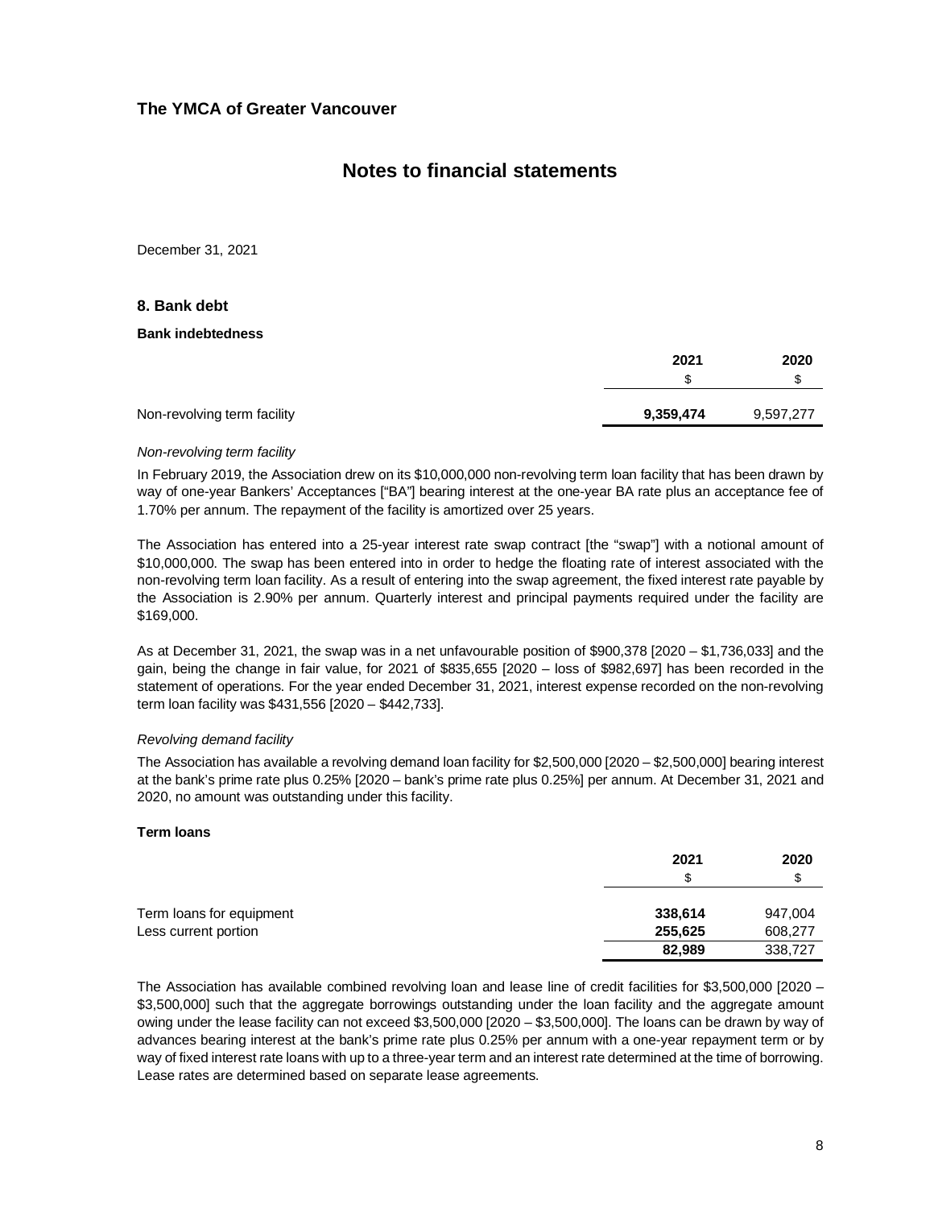**The YMCA of Greater Vancouver**

# Notes to financial statements

December 31, 2021

## 8. Bank debt

### Bank indebtedness

| | 2021 | 2020 |
|---|---|---|
| | $ | $ |
| Non-revolving term facility | **9,359,474** | 9,597,277 |

*Non-revolving term facility*

In February 2019, the Association drew on its $10,000,000 non-revolving term loan facility that has been drawn by way of one-year Bankers' Acceptances ["BA"] bearing interest at the one-year BA rate plus an acceptance fee of 1.70% per annum. The repayment of the facility is amortized over 25 years.

The Association has entered into a 25-year interest rate swap contract [the "swap"] with a notional amount of $10,000,000. The swap has been entered into in order to hedge the floating rate of interest associated with the non-revolving term loan facility. As a result of entering into the swap agreement, the fixed interest rate payable by the Association is 2.90% per annum. Quarterly interest and principal payments required under the facility are $169,000.

As at December 31, 2021, the swap was in a net unfavourable position of $900,378 [2020 – $1,736,033] and the gain, being the change in fair value, for 2021 of $835,655 [2020 – loss of $982,697] has been recorded in the statement of operations. For the year ended December 31, 2021, interest expense recorded on the non-revolving term loan facility was $431,556 [2020 – $442,733].

*Revolving demand facility*

The Association has available a revolving demand loan facility for $2,500,000 [2020 – $2,500,000] bearing interest at the bank's prime rate plus 0.25% [2020 – bank's prime rate plus 0.25%] per annum. At December 31, 2021 and 2020, no amount was outstanding under this facility.

### Term loans

| | 2021 | 2020 |
|---|---|---|
| | $ | $ |
| Term loans for equipment | **338,614** | 947,004 |
| Less current portion | **255,625** | 608,277 |
| | **82,989** | 338,727 |

The Association has available combined revolving loan and lease line of credit facilities for $3,500,000 [2020 – $3,500,000] such that the aggregate borrowings outstanding under the loan facility and the aggregate amount owing under the lease facility can not exceed $3,500,000 [2020 – $3,500,000]. The loans can be drawn by way of advances bearing interest at the bank's prime rate plus 0.25% per annum with a one-year repayment term or by way of fixed interest rate loans with up to a three-year term and an interest rate determined at the time of borrowing. Lease rates are determined based on separate lease agreements.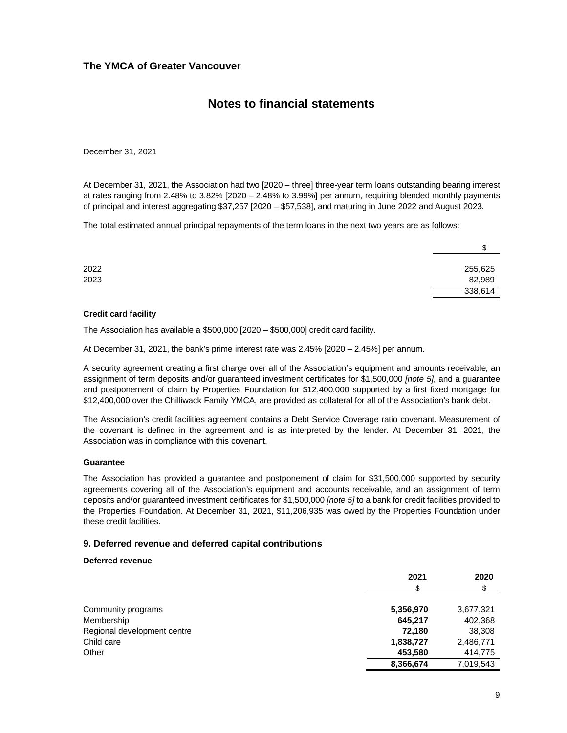December 31, 2021

At December 31, 2021, the Association had two [2020 – three] three-year term loans outstanding bearing interest at rates ranging from 2.48% to 3.82% [2020 – 2.48% to 3.99%] per annum, requiring blended monthly payments of principal and interest aggregating $37,257 [2020 – $57,538], and maturing in June 2022 and August 2023.

The total estimated annual principal repayments of the term loans in the next two years are as follows:

| | $ |
|---|---|
| 2022 | 255,625 |
| 2023 | 82,989 |
| | 338,614 |

**Credit card facility**

The Association has available a $500,000 [2020 – $500,000] credit card facility.

At December 31, 2021, the bank's prime interest rate was 2.45% [2020 – 2.45%] per annum.

A security agreement creating a first charge over all of the Association's equipment and amounts receivable, an assignment of term deposits and/or guaranteed investment certificates for $1,500,000 *[note 5]*, and a guarantee and postponement of claim by Properties Foundation for $12,400,000 supported by a first fixed mortgage for $12,400,000 over the Chilliwack Family YMCA, are provided as collateral for all of the Association's bank debt.

The Association's credit facilities agreement contains a Debt Service Coverage ratio covenant. Measurement of the covenant is defined in the agreement and is as interpreted by the lender. At December 31, 2021, the Association was in compliance with this covenant.

**Guarantee**

The Association has provided a guarantee and postponement of claim for $31,500,000 supported by security agreements covering all of the Association's equipment and accounts receivable, and an assignment of term deposits and/or guaranteed investment certificates for $1,500,000 *[note 5]* to a bank for credit facilities provided to the Properties Foundation. At December 31, 2021, $11,206,935 was owed by the Properties Foundation under these credit facilities.

## 9. Deferred revenue and deferred capital contributions

**Deferred revenue**

| | 2021 | 2020 |
|---|---|---|
| | $ | $ |
| Community programs | **5,356,970** | 3,677,321 |
| Membership | **645,217** | 402,368 |
| Regional development centre | **72,180** | 38,308 |
| Child care | **1,838,727** | 2,486,771 |
| Other | **453,580** | 414,775 |
| | **8,366,674** | 7,019,543 |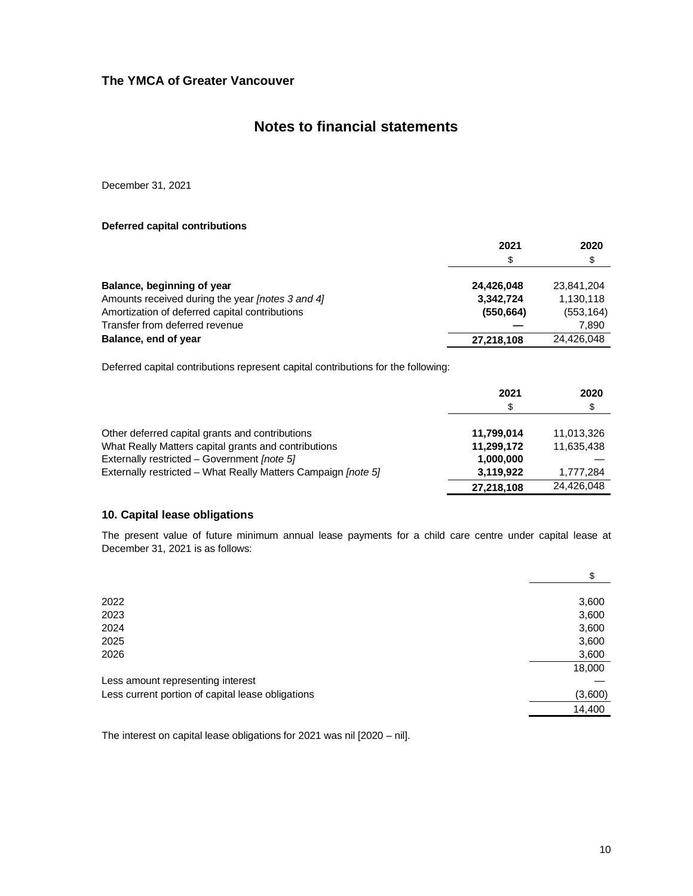**Deferred capital contributions**

| | 2021 | 2020 |
|---|---|---|
| | $ | $ |
| **Balance, beginning of year** | **24,426,048** | 23,841,204 |
| Amounts received during the year *[notes 3 and 4]* | **3,342,724** | 1,130,118 |
| Amortization of deferred capital contributions | **(550,664)** | (553,164) |
| Transfer from deferred revenue | **—** | 7,890 |
| **Balance, end of year** | **27,218,108** | 24,426,048 |

Deferred capital contributions represent capital contributions for the following:

| | 2021 | 2020 |
|---|---|---|
| | $ | $ |
| Other deferred capital grants and contributions | **11,799,014** | 11,013,326 |
| What Really Matters capital grants and contributions | **11,299,172** | 11,635,438 |
| Externally restricted – Government *[note 5]* | **1,000,000** | — |
| Externally restricted – What Really Matters Campaign *[note 5]* | **3,119,922** | 1,777,284 |
| | **27,218,108** | 24,426,048 |

## 10. Capital lease obligations

The present value of future minimum annual lease payments for a child care centre under capital lease at December 31, 2021 is as follows:

| | $ |
|---|---|
| 2022 | 3,600 |
| 2023 | 3,600 |
| 2024 | 3,600 |
| 2025 | 3,600 |
| 2026 | 3,600 |
| | 18,000 |
| Less amount representing interest | — |
| Less current portion of capital lease obligations | (3,600) |
| | 14,400 |

The interest on capital lease obligations for 2021 was nil [2020 – nil].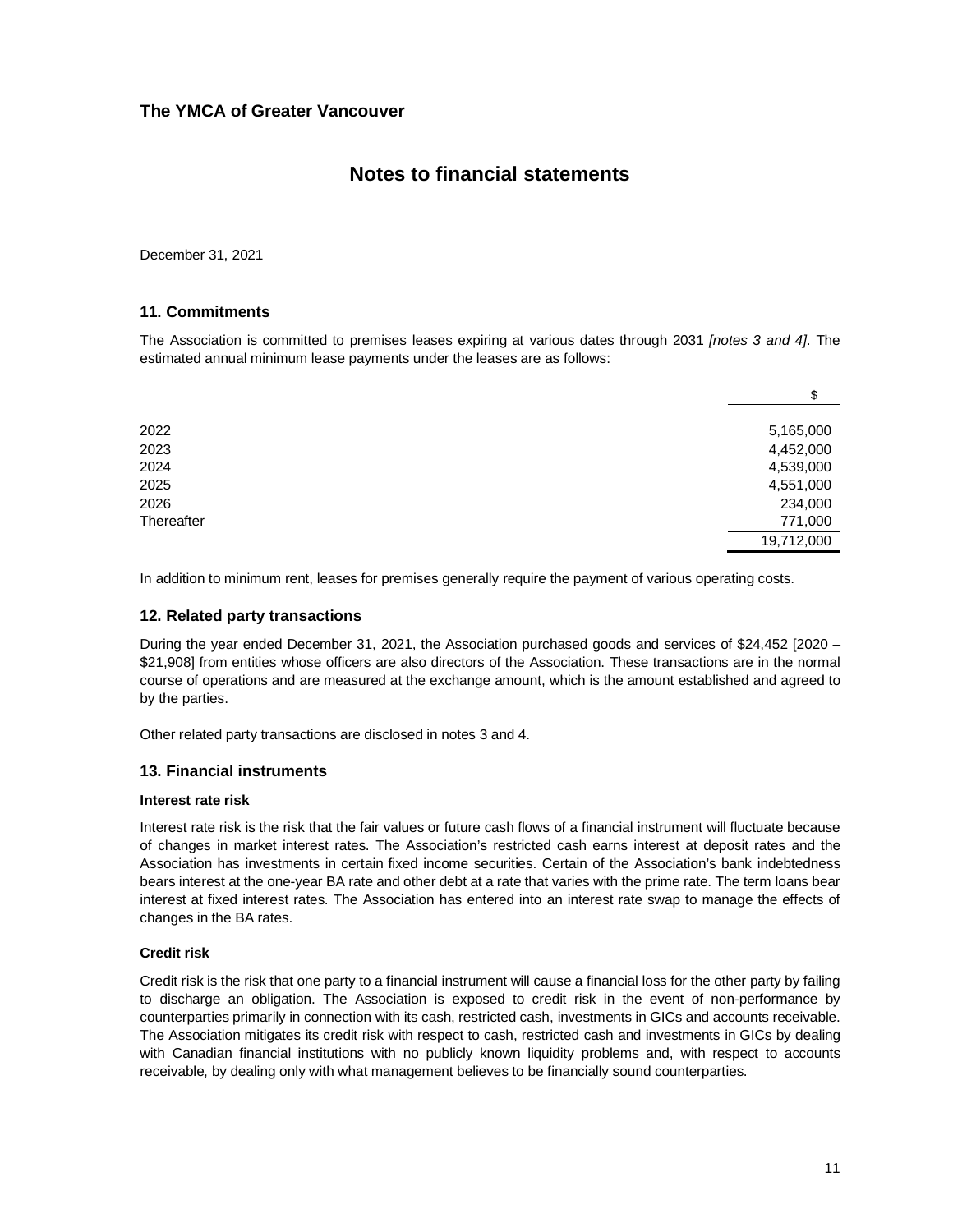# The YMCA of Greater Vancouver

## Notes to financial statements

December 31, 2021

### 11. Commitments

The Association is committed to premises leases expiring at various dates through 2031 *[notes 3 and 4]*. The estimated annual minimum lease payments under the leases are as follows:

| | $ |
|---|---|
| 2022 | 5,165,000 |
| 2023 | 4,452,000 |
| 2024 | 4,539,000 |
| 2025 | 4,551,000 |
| 2026 | 234,000 |
| Thereafter | 771,000 |
| | 19,712,000 |

In addition to minimum rent, leases for premises generally require the payment of various operating costs.

### 12. Related party transactions

During the year ended December 31, 2021, the Association purchased goods and services of $24,452 [2020 – $21,908] from entities whose officers are also directors of the Association. These transactions are in the normal course of operations and are measured at the exchange amount, which is the amount established and agreed to by the parties.

Other related party transactions are disclosed in notes 3 and 4.

### 13. Financial instruments

#### Interest rate risk

Interest rate risk is the risk that the fair values or future cash flows of a financial instrument will fluctuate because of changes in market interest rates. The Association's restricted cash earns interest at deposit rates and the Association has investments in certain fixed income securities. Certain of the Association's bank indebtedness bears interest at the one-year BA rate and other debt at a rate that varies with the prime rate. The term loans bear interest at fixed interest rates. The Association has entered into an interest rate swap to manage the effects of changes in the BA rates.

#### Credit risk

Credit risk is the risk that one party to a financial instrument will cause a financial loss for the other party by failing to discharge an obligation. The Association is exposed to credit risk in the event of non-performance by counterparties primarily in connection with its cash, restricted cash, investments in GICs and accounts receivable. The Association mitigates its credit risk with respect to cash, restricted cash and investments in GICs by dealing with Canadian financial institutions with no publicly known liquidity problems and, with respect to accounts receivable, by dealing only with what management believes to be financially sound counterparties.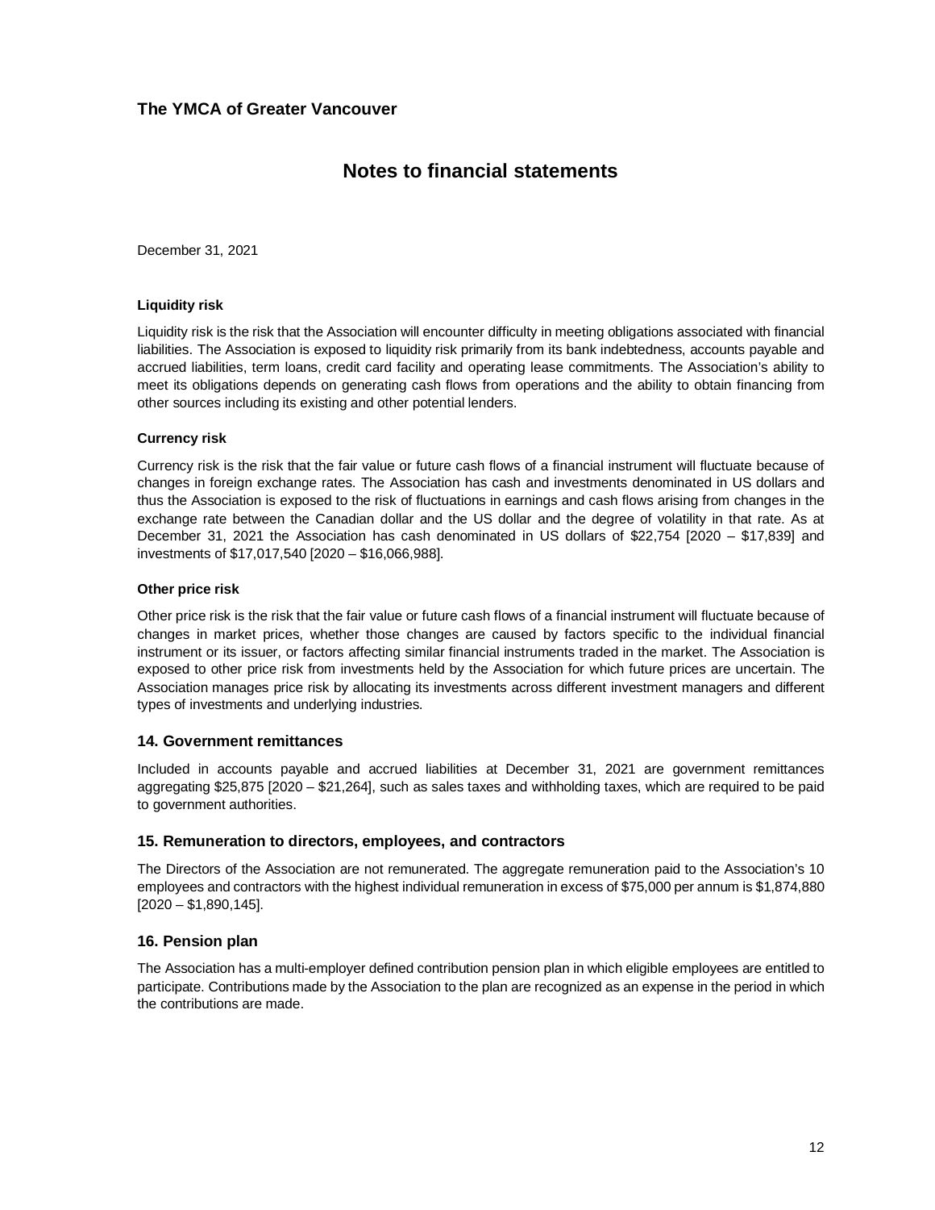December 31, 2021

#### Liquidity risk

Liquidity risk is the risk that the Association will encounter difficulty in meeting obligations associated with financial liabilities. The Association is exposed to liquidity risk primarily from its bank indebtedness, accounts payable and accrued liabilities, term loans, credit card facility and operating lease commitments. The Association's ability to meet its obligations depends on generating cash flows from operations and the ability to obtain financing from other sources including its existing and other potential lenders.

#### Currency risk

Currency risk is the risk that the fair value or future cash flows of a financial instrument will fluctuate because of changes in foreign exchange rates. The Association has cash and investments denominated in US dollars and thus the Association is exposed to the risk of fluctuations in earnings and cash flows arising from changes in the exchange rate between the Canadian dollar and the US dollar and the degree of volatility in that rate. As at December 31, 2021 the Association has cash denominated in US dollars of $22,754 [2020 – $17,839] and investments of $17,017,540 [2020 – $16,066,988].

#### Other price risk

Other price risk is the risk that the fair value or future cash flows of a financial instrument will fluctuate because of changes in market prices, whether those changes are caused by factors specific to the individual financial instrument or its issuer, or factors affecting similar financial instruments traded in the market. The Association is exposed to other price risk from investments held by the Association for which future prices are uncertain. The Association manages price risk by allocating its investments across different investment managers and different types of investments and underlying industries.

## 14. Government remittances

Included in accounts payable and accrued liabilities at December 31, 2021 are government remittances aggregating $25,875 [2020 – $21,264], such as sales taxes and withholding taxes, which are required to be paid to government authorities.

## 15. Remuneration to directors, employees, and contractors

The Directors of the Association are not remunerated. The aggregate remuneration paid to the Association's 10 employees and contractors with the highest individual remuneration in excess of $75,000 per annum is $1,874,880 [2020 – $1,890,145].

## 16. Pension plan

The Association has a multi-employer defined contribution pension plan in which eligible employees are entitled to participate. Contributions made by the Association to the plan are recognized as an expense in the period in which the contributions are made.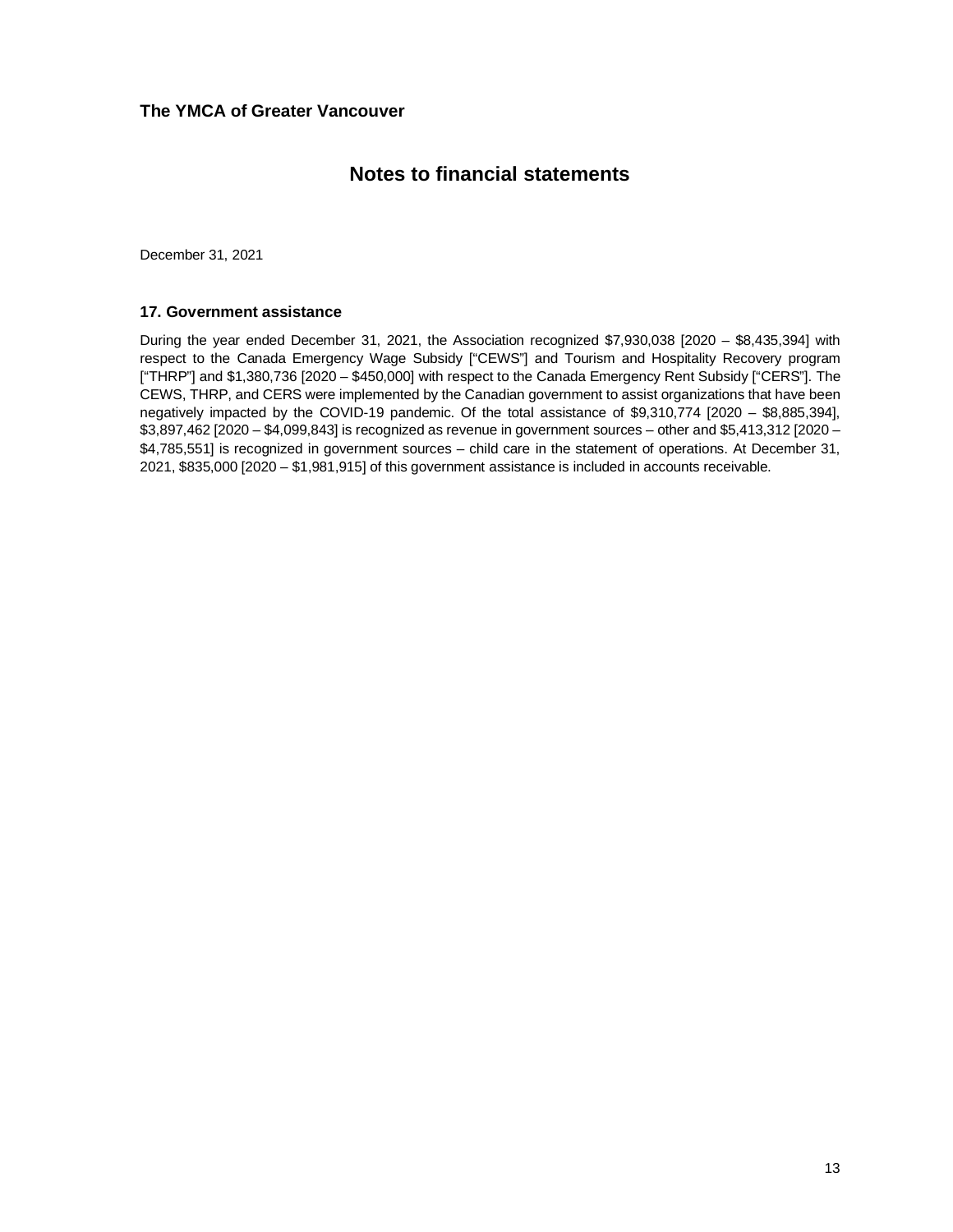**The YMCA of Greater Vancouver**

# Notes to financial statements

December 31, 2021

### 17. Government assistance

During the year ended December 31, 2021, the Association recognized $7,930,038 [2020 – $8,435,394] with respect to the Canada Emergency Wage Subsidy ["CEWS"] and Tourism and Hospitality Recovery program ["THRP"] and $1,380,736 [2020 – $450,000] with respect to the Canada Emergency Rent Subsidy ["CERS"]. The CEWS, THRP, and CERS were implemented by the Canadian government to assist organizations that have been negatively impacted by the COVID-19 pandemic. Of the total assistance of $9,310,774 [2020 – $8,885,394], $3,897,462 [2020 – $4,099,843] is recognized as revenue in government sources – other and $5,413,312 [2020 – $4,785,551] is recognized in government sources – child care in the statement of operations. At December 31, 2021, $835,000 [2020 – $1,981,915] of this government assistance is included in accounts receivable.